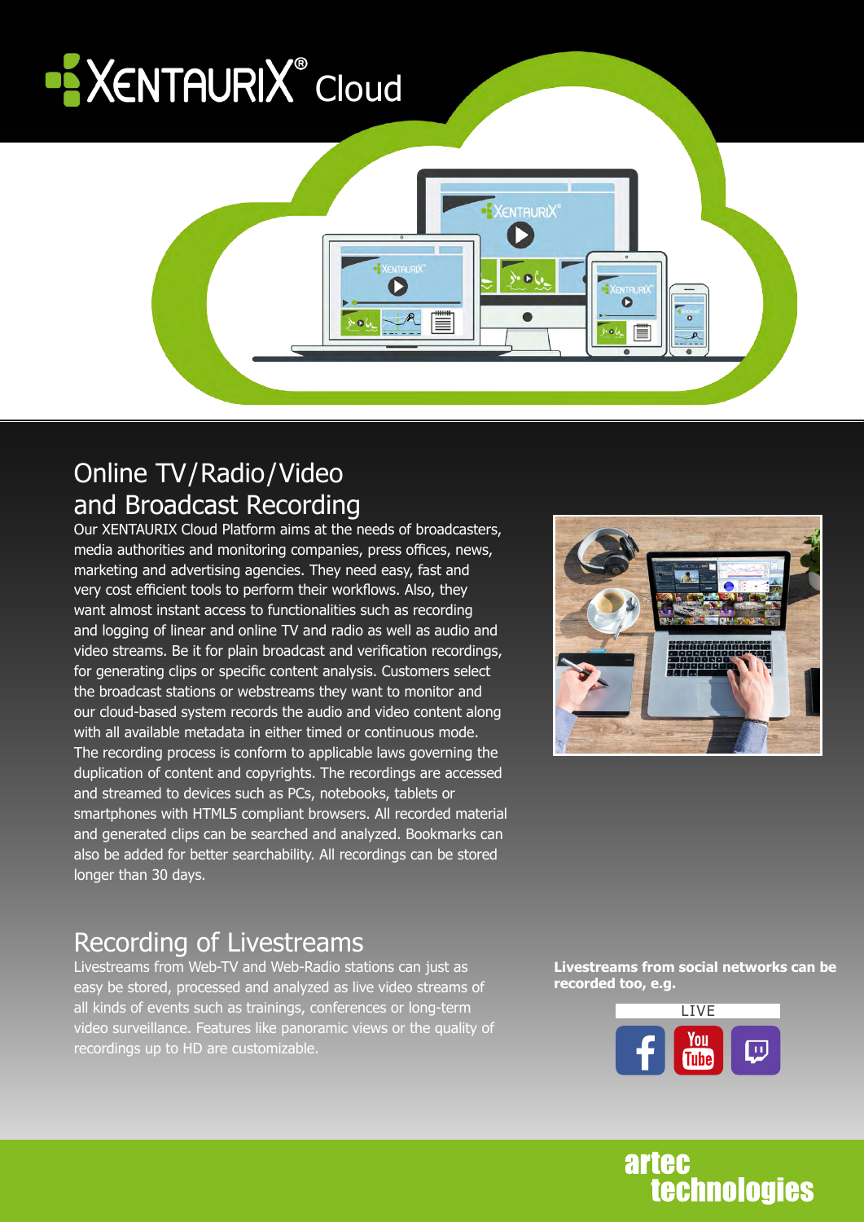# XENTAURIX® Cloud

## Online TV/Radio/Video and Broadcast Recording

Our XENTAURIX Cloud Platform aims at the needs of broadcasters, media authorities and monitoring companies, press offices, news, marketing and advertising agencies. They need easy, fast and very cost efficient tools to perform their workflows. Also, they want almost instant access to functionalities such as recording and logging of linear and online TV and radio as well as audio and video streams. Be it for plain broadcast and verification recordings, for generating clips or specific content analysis. Customers select the broadcast stations or webstreams they want to monitor and our cloud-based system records the audio and video content along with all available metadata in either timed or continuous mode. The recording process is conform to applicable laws governing the duplication of content and copyrights. The recordings are accessed and streamed to devices such as PCs, notebooks, tablets or smartphones with HTML5 compliant browsers. All recorded material and generated clips can be searched and analyzed. Bookmarks can also be added for better searchability. All recordings can be stored longer than 30 days.

## Recording of Livestreams

Livestreams from Web-TV and Web-Radio stations can just as easy be stored, processed and analyzed as live video streams of all kinds of events such as trainings, conferences or long-term video surveillance. Features like panoramic views or the quality of recordings up to HD are customizable.

**Livestreams from social networks can be recorded too, e.g.**

LIVE

artec technologies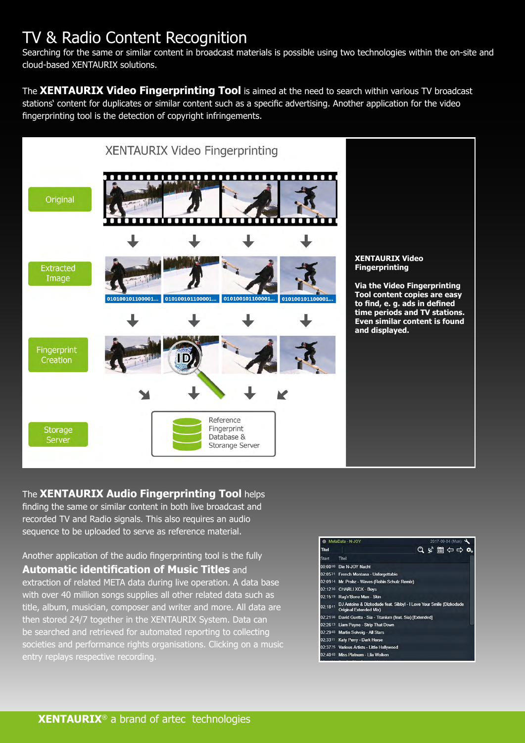# TV & Radio Content Recognition

Searching for the same or similar content in broadcast materials is possible using two technologies within the on-site and cloud-based XENTAURIX solutions.

The **XENTAURIX Video Fingerprinting Tool** is aimed at the need to search within various TV broadcast stations' content for duplicates or similar content such as a specific advertising. Another application for the video fingerprinting tool is the detection of copyright infringements.

XENTAURIX Video Fingerprinting

Original

Extracted Image

Fingerprint Creation

Storage Server

Reference Fingerprint Database & Storange Server

**XENTAURIX Video Fingerprinting**

**Via the Video Fingerprinting Tool content copies are easy to find, e. g. ads in defined time periods and TV stations. Even similar content is found and displayed.**

The **XENTAURIX Audio Fingerprinting Tool** helps finding the same or similar content in both live broadcast and recorded TV and Radio signals. This also requires an audio sequence to be uploaded to serve as reference material.

Another application of the audio fingerprinting tool is the fully **Automatic identification of Music Titles** and extraction of related META data during live operation. A data base with over 40 million songs supplies all other related data such as title, album, musician, composer and writer and more. All data are then stored 24/7 together in the XENTAURIX System. Data can be searched and retrieved for automated reporting to collecting societies and performance rights organisations. Clicking on a music entry replays respective recording.

| Start | Titel |
|---|---|
| 00:00:00 | Die N-JOY Nacht |
| 02:05:31 | French Montana - Unforgettable |
| 02:09:14 | Mr. Probz - Waves (Robin Schulz Remix) |
| 02:12:36 | CHARLI XCX - Boys |
| 02:15:19 | Rag'n'Bone Man - Skin |
| 02:18:41 | DJ Antoine & Dizkodude feat. Sibbyl - I Love Your Smile (Dizkodude Original Extended Mix) |
| 02:21:56 | David Guetta - Sia - Titanium (feat. Sia) [Extended] |
| 02:26:13 | Liam Payne - Strip That Down |
| 02:29:48 | Martin Solveig - All Stars |
| 02:33:11 | Katy Perry - Dark Horse |
| 02:37:25 | Various Artists - Little Hollywood |
| 02:40:48 | Miss Platnum - Lila Wolken |

**XENTAURIX**® a brand of artec technologies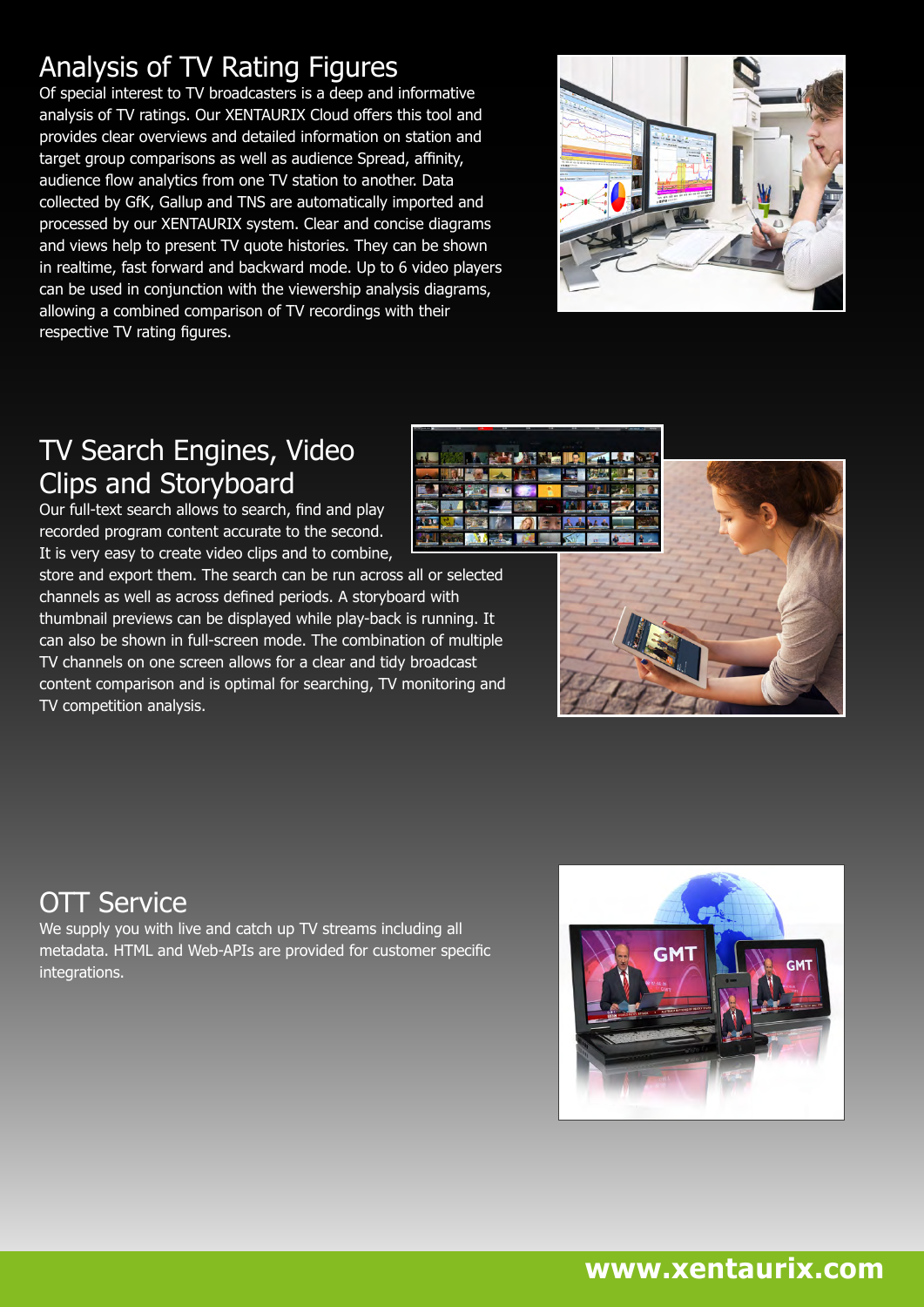## Analysis of TV Rating Figures

Of special interest to TV broadcasters is a deep and informative analysis of TV ratings. Our XENTAURIX Cloud offers this tool and provides clear overviews and detailed information on station and target group comparisons as well as audience Spread, affinity, audience flow analytics from one TV station to another. Data collected by GfK, Gallup and TNS are automatically imported and processed by our XENTAURIX system. Clear and concise diagrams and views help to present TV quote histories. They can be shown in realtime, fast forward and backward mode. Up to 6 video players can be used in conjunction with the viewership analysis diagrams, allowing a combined comparison of TV recordings with their respective TV rating figures.

## TV Search Engines, Video Clips and Storyboard

Our full-text search allows to search, find and play recorded program content accurate to the second. It is very easy to create video clips and to combine, store and export them. The search can be run across all or selected channels as well as across defined periods. A storyboard with thumbnail previews can be displayed while play-back is running. It can also be shown in full-screen mode. The combination of multiple TV channels on one screen allows for a clear and tidy broadcast content comparison and is optimal for searching, TV monitoring and TV competition analysis.

## OTT Service

We supply you with live and catch up TV streams including all metadata. HTML and Web-APIs are provided for customer specific integrations.

**www.xentaurix.com**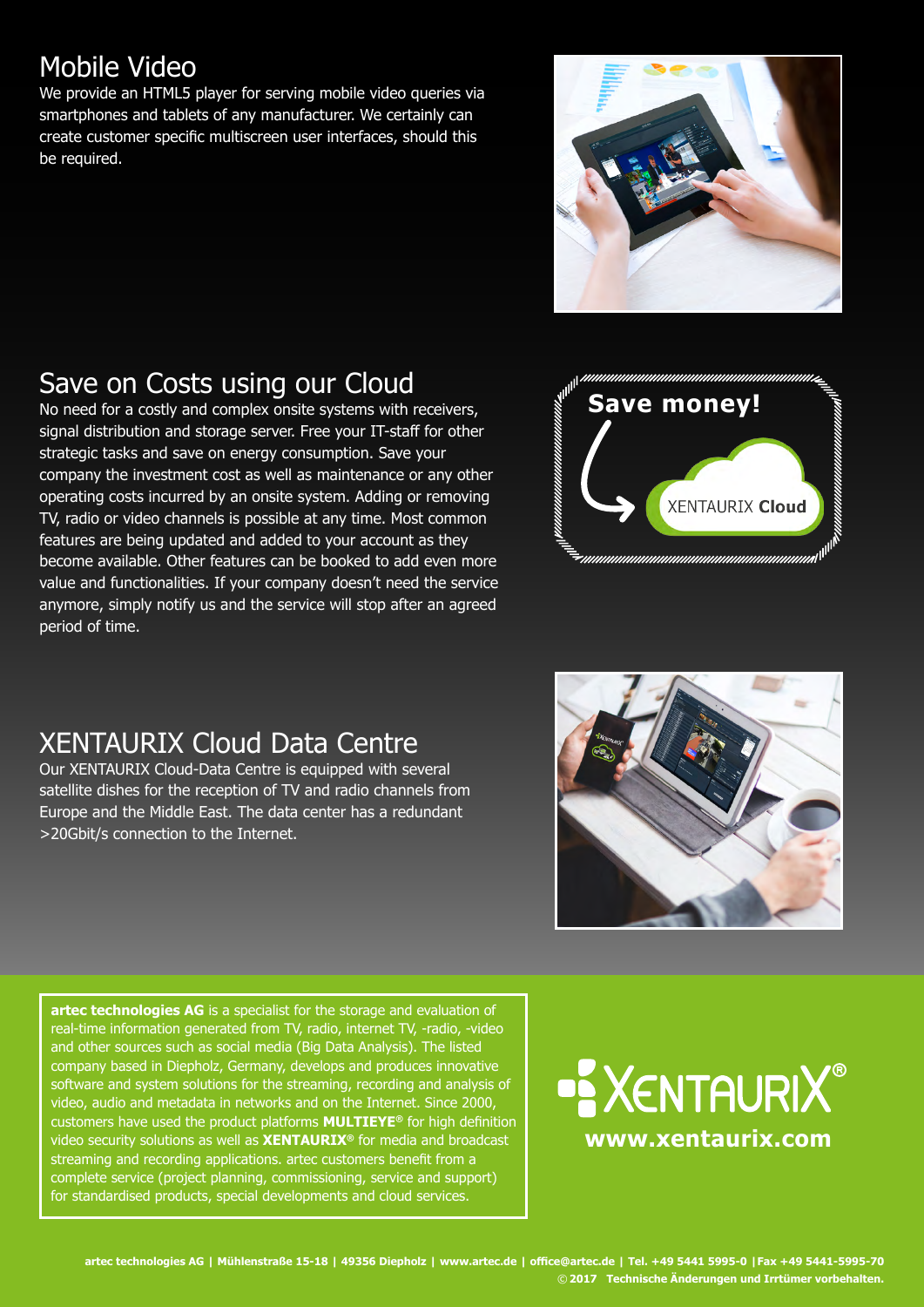## Mobile Video

We provide an HTML5 player for serving mobile video queries via smartphones and tablets of any manufacturer. We certainly can create customer specific multiscreen user interfaces, should this be required.

## Save on Costs using our Cloud

No need for a costly and complex onsite systems with receivers, signal distribution and storage server. Free your IT-staff for other strategic tasks and save on energy consumption. Save your company the investment cost as well as maintenance or any other operating costs incurred by an onsite system. Adding or removing TV, radio or video channels is possible at any time. Most common features are being updated and added to your account as they become available. Other features can be booked to add even more value and functionalities. If your company doesn't need the service anymore, simply notify us and the service will stop after an agreed period of time.

**Save money!**

XENTAURIX **Cloud**

## XENTAURIX Cloud Data Centre

Our XENTAURIX Cloud-Data Centre is equipped with several satellite dishes for the reception of TV and radio channels from Europe and the Middle East. The data center has a redundant >20Gbit/s connection to the Internet.

**artec technologies AG** is a specialist for the storage and evaluation of real-time information generated from TV, radio, internet TV, -radio, -video and other sources such as social media (Big Data Analysis). The listed company based in Diepholz, Germany, develops and produces innovative software and system solutions for the streaming, recording and analysis of video, audio and metadata in networks and on the Internet. Since 2000, customers have used the product platforms **MULTIEYE**® for high definition video security solutions as well as **XENTAURIX**® for media and broadcast streaming and recording applications. artec customers benefit from a complete service (project planning, commissioning, service and support) for standardised products, special developments and cloud services.

XENTAURIX®

**www.xentaurix.com**

**artec technologies AG | Mühlenstraße 15-18 | 49356 Diepholz | www.artec.de | office@artec.de | Tel. +49 5441 5995-0 | Fax +49 5441-5995-70**

**© 2017 Technische Änderungen und Irrtümer vorbehalten.**